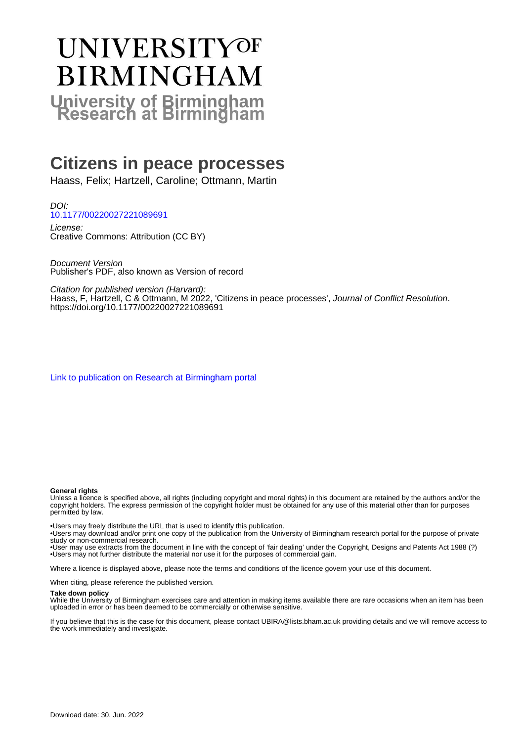# UNIVERSITY OF BIRMINGHAM

# University of Birmingham Research at Birmingham

# Citizens in peace processes

Haass, Felix; Hartzell, Caroline; Ottmann, Martin

*DOI:*
10.1177/00220027221089691

*License:*
Creative Commons: Attribution (CC BY)

*Document Version*
Publisher's PDF, also known as Version of record

*Citation for published version (Harvard):*
Haass, F, Hartzell, C & Ottmann, M 2022, 'Citizens in peace processes', *Journal of Conflict Resolution*. https://doi.org/10.1177/00220027221089691

Link to publication on Research at Birmingham portal

**General rights**
Unless a licence is specified above, all rights (including copyright and moral rights) in this document are retained by the authors and/or the copyright holders. The express permission of the copyright holder must be obtained for any use of this material other than for purposes permitted by law.

•Users may freely distribute the URL that is used to identify this publication.
•Users may download and/or print one copy of the publication from the University of Birmingham research portal for the purpose of private study or non-commercial research.
•User may use extracts from the document in line with the concept of 'fair dealing' under the Copyright, Designs and Patents Act 1988 (?)
•Users may not further distribute the material nor use it for the purposes of commercial gain.

Where a licence is displayed above, please note the terms and conditions of the licence govern your use of this document.

When citing, please reference the published version.

**Take down policy**
While the University of Birmingham exercises care and attention in making items available there are rare occasions when an item has been uploaded in error or has been deemed to be commercially or otherwise sensitive.

If you believe that this is the case for this document, please contact UBIRA@lists.bham.ac.uk providing details and we will remove access to the work immediately and investigate.

Download date: 30. Jun. 2022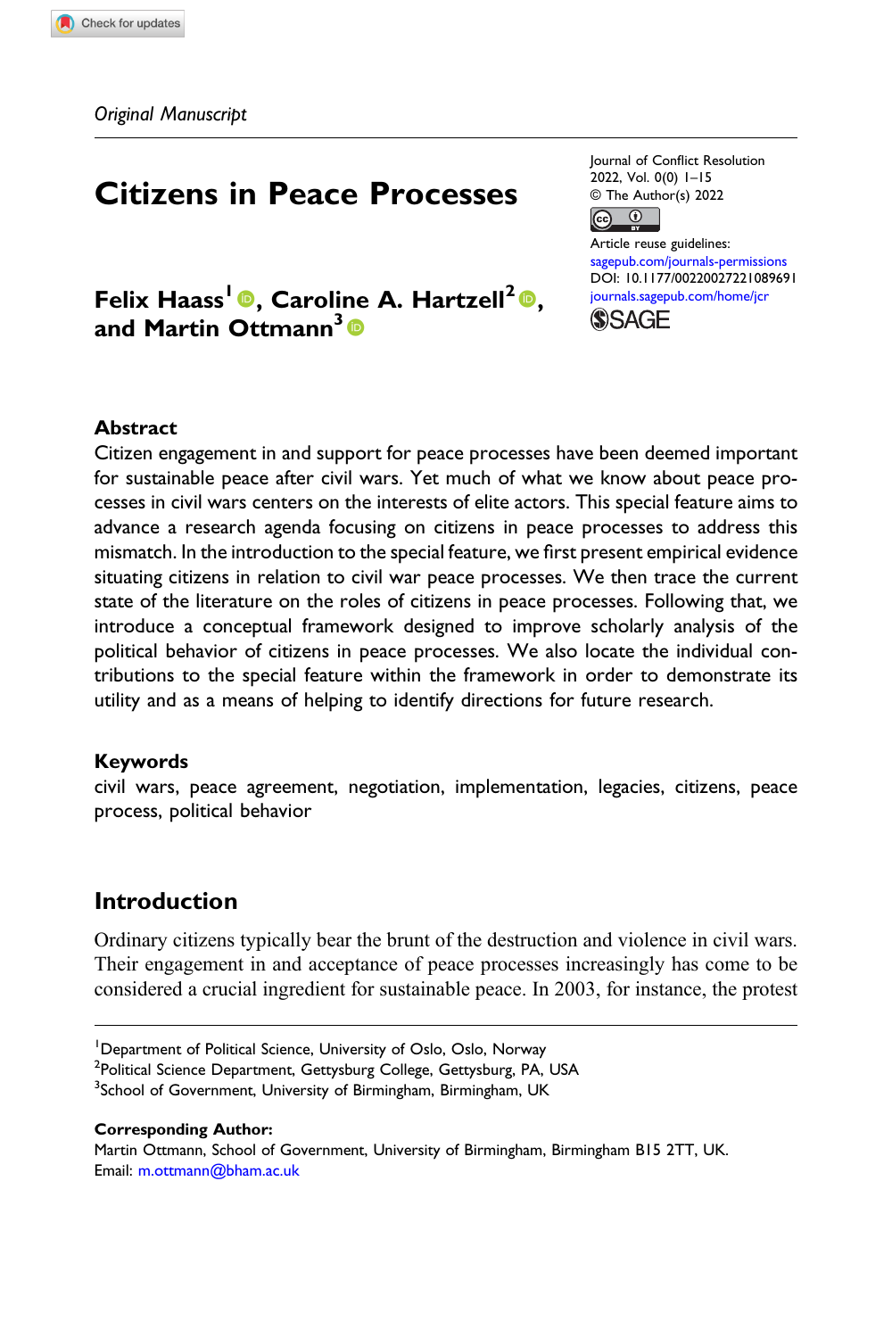Original Manuscript

# Citizens in Peace Processes

**Felix Haass[1], Caroline A. Hartzell[2], and Martin Ottmann[3]**

Journal of Conflict Resolution
2022, Vol. 0(0) 1–15
© The Author(s) 2022

Article reuse guidelines:
sagepub.com/journals-permissions
DOI: 10.1177/00220027221089691
journals.sagepub.com/home/jcr

## Abstract

Citizen engagement in and support for peace processes have been deemed important for sustainable peace after civil wars. Yet much of what we know about peace processes in civil wars centers on the interests of elite actors. This special feature aims to advance a research agenda focusing on citizens in peace processes to address this mismatch. In the introduction to the special feature, we first present empirical evidence situating citizens in relation to civil war peace processes. We then trace the current state of the literature on the roles of citizens in peace processes. Following that, we introduce a conceptual framework designed to improve scholarly analysis of the political behavior of citizens in peace processes. We also locate the individual contributions to the special feature within the framework in order to demonstrate its utility and as a means of helping to identify directions for future research.

## Keywords

civil wars, peace agreement, negotiation, implementation, legacies, citizens, peace process, political behavior

## Introduction

Ordinary citizens typically bear the brunt of the destruction and violence in civil wars. Their engagement in and acceptance of peace processes increasingly has come to be considered a crucial ingredient for sustainable peace. In 2003, for instance, the protest

---

[1]Department of Political Science, University of Oslo, Oslo, Norway
[2]Political Science Department, Gettysburg College, Gettysburg, PA, USA
[3]School of Government, University of Birmingham, Birmingham, UK

**Corresponding Author:**
Martin Ottmann, School of Government, University of Birmingham, Birmingham B15 2TT, UK.
Email: m.ottmann@bham.ac.uk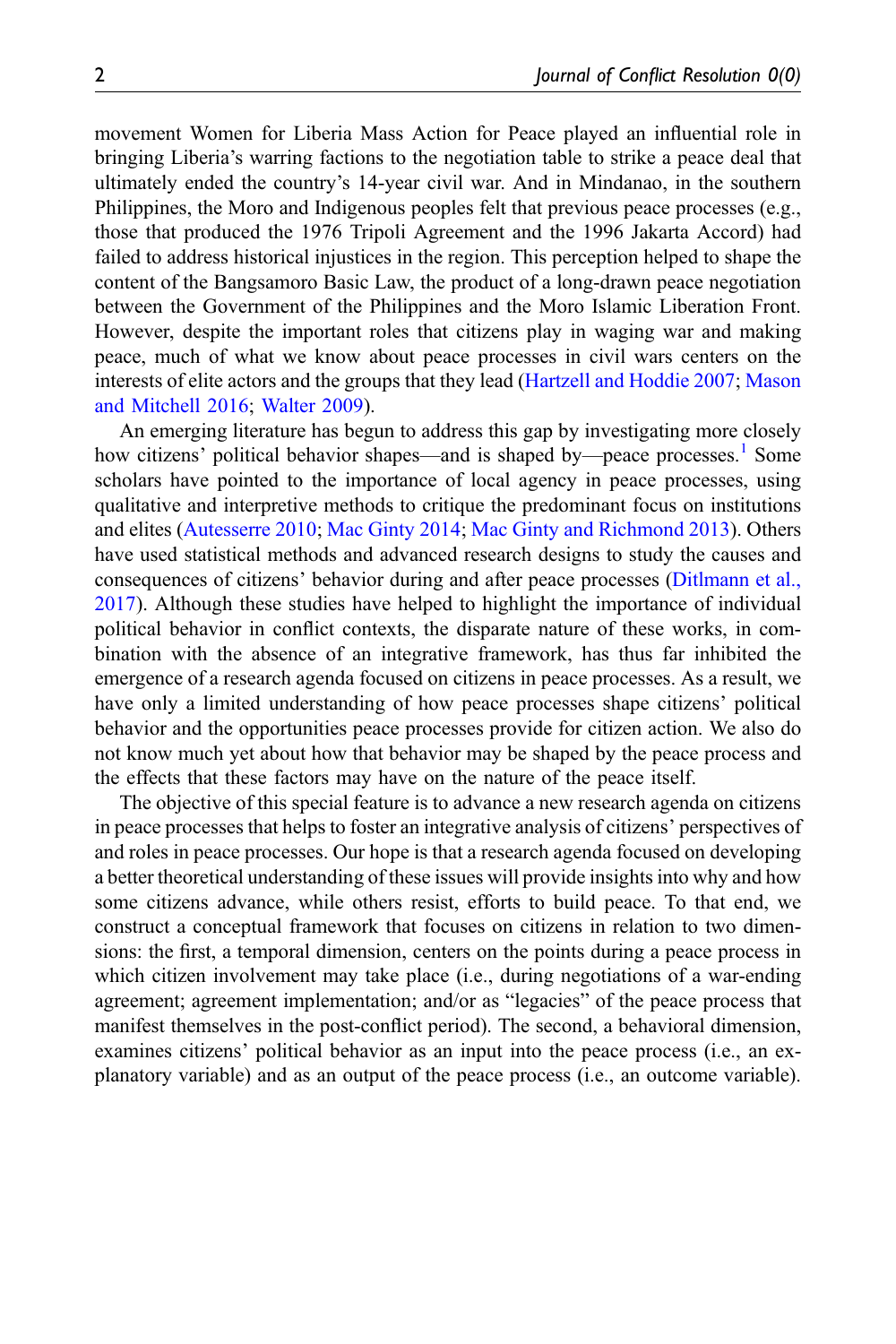movement Women for Liberia Mass Action for Peace played an influential role in bringing Liberia's warring factions to the negotiation table to strike a peace deal that ultimately ended the country's 14-year civil war. And in Mindanao, in the southern Philippines, the Moro and Indigenous peoples felt that previous peace processes (e.g., those that produced the 1976 Tripoli Agreement and the 1996 Jakarta Accord) had failed to address historical injustices in the region. This perception helped to shape the content of the Bangsamoro Basic Law, the product of a long-drawn peace negotiation between the Government of the Philippines and the Moro Islamic Liberation Front. However, despite the important roles that citizens play in waging war and making peace, much of what we know about peace processes in civil wars centers on the interests of elite actors and the groups that they lead (Hartzell and Hoddie 2007; Mason and Mitchell 2016; Walter 2009).

An emerging literature has begun to address this gap by investigating more closely how citizens' political behavior shapes—and is shaped by—peace processes.[1] Some scholars have pointed to the importance of local agency in peace processes, using qualitative and interpretive methods to critique the predominant focus on institutions and elites (Autesserre 2010; Mac Ginty 2014; Mac Ginty and Richmond 2013). Others have used statistical methods and advanced research designs to study the causes and consequences of citizens' behavior during and after peace processes (Ditlmann et al., 2017). Although these studies have helped to highlight the importance of individual political behavior in conflict contexts, the disparate nature of these works, in combination with the absence of an integrative framework, has thus far inhibited the emergence of a research agenda focused on citizens in peace processes. As a result, we have only a limited understanding of how peace processes shape citizens' political behavior and the opportunities peace processes provide for citizen action. We also do not know much yet about how that behavior may be shaped by the peace process and the effects that these factors may have on the nature of the peace itself.

The objective of this special feature is to advance a new research agenda on citizens in peace processes that helps to foster an integrative analysis of citizens' perspectives of and roles in peace processes. Our hope is that a research agenda focused on developing a better theoretical understanding of these issues will provide insights into why and how some citizens advance, while others resist, efforts to build peace. To that end, we construct a conceptual framework that focuses on citizens in relation to two dimensions: the first, a temporal dimension, centers on the points during a peace process in which citizen involvement may take place (i.e., during negotiations of a war-ending agreement; agreement implementation; and/or as "legacies" of the peace process that manifest themselves in the post-conflict period). The second, a behavioral dimension, examines citizens' political behavior as an input into the peace process (i.e., an explanatory variable) and as an output of the peace process (i.e., an outcome variable).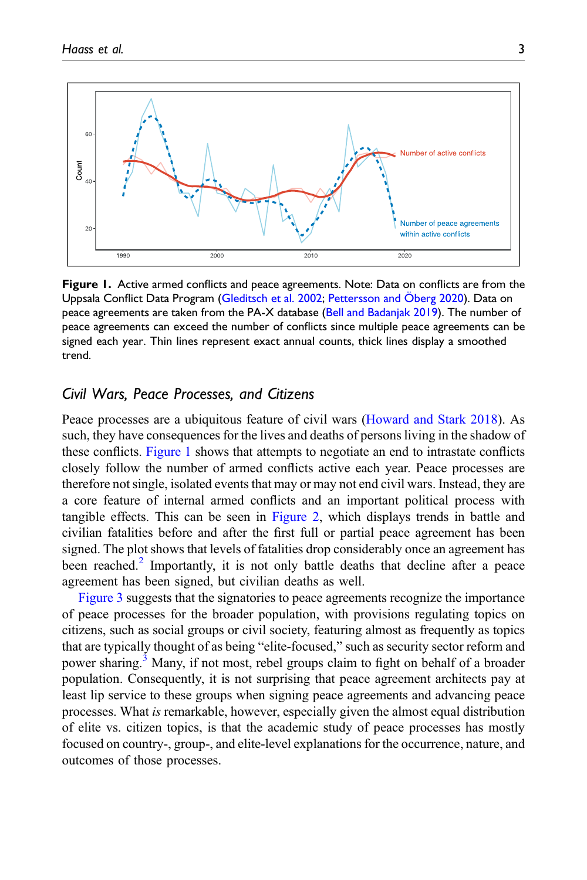**Figure 1.** Active armed conflicts and peace agreements. Note: Data on conflicts are from the Uppsala Conflict Data Program (Gleditsch et al. 2002; Pettersson and Öberg 2020). Data on peace agreements are taken from the PA-X database (Bell and Badanjak 2019). The number of peace agreements can exceed the number of conflicts since multiple peace agreements can be signed each year. Thin lines represent exact annual counts, thick lines display a smoothed trend.

## *Civil Wars, Peace Processes, and Citizens*

Peace processes are a ubiquitous feature of civil wars (Howard and Stark 2018). As such, they have consequences for the lives and deaths of persons living in the shadow of these conflicts. Figure 1 shows that attempts to negotiate an end to intrastate conflicts closely follow the number of armed conflicts active each year. Peace processes are therefore not single, isolated events that may or may not end civil wars. Instead, they are a core feature of internal armed conflicts and an important political process with tangible effects. This can be seen in Figure 2, which displays trends in battle and civilian fatalities before and after the first full or partial peace agreement has been signed. The plot shows that levels of fatalities drop considerably once an agreement has been reached.[2] Importantly, it is not only battle deaths that decline after a peace agreement has been signed, but civilian deaths as well.

Figure 3 suggests that the signatories to peace agreements recognize the importance of peace processes for the broader population, with provisions regulating topics on citizens, such as social groups or civil society, featuring almost as frequently as topics that are typically thought of as being "elite-focused," such as security sector reform and power sharing.[3] Many, if not most, rebel groups claim to fight on behalf of a broader population. Consequently, it is not surprising that peace agreement architects pay at least lip service to these groups when signing peace agreements and advancing peace processes. What *is* remarkable, however, especially given the almost equal distribution of elite vs. citizen topics, is that the academic study of peace processes has mostly focused on country-, group-, and elite-level explanations for the occurrence, nature, and outcomes of those processes.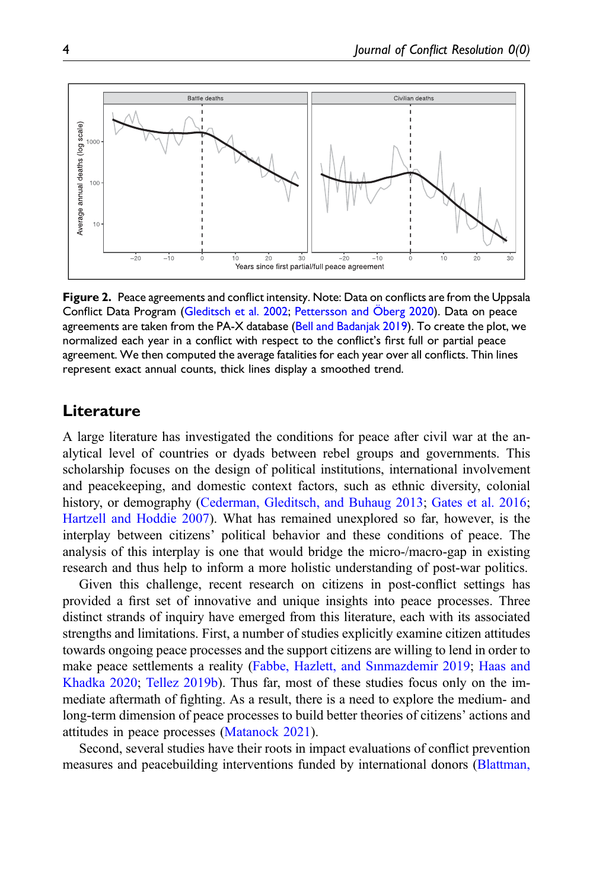**Figure 2.** Peace agreements and conflict intensity. Note: Data on conflicts are from the Uppsala Conflict Data Program (Gleditsch et al. 2002; Pettersson and Öberg 2020). Data on peace agreements are taken from the PA-X database (Bell and Badanjak 2019). To create the plot, we normalized each year in a conflict with respect to the conflict's first full or partial peace agreement. We then computed the average fatalities for each year over all conflicts. Thin lines represent exact annual counts, thick lines display a smoothed trend.

## Literature

A large literature has investigated the conditions for peace after civil war at the analytical level of countries or dyads between rebel groups and governments. This scholarship focuses on the design of political institutions, international involvement and peacekeeping, and domestic context factors, such as ethnic diversity, colonial history, or demography (Cederman, Gleditsch, and Buhaug 2013; Gates et al. 2016; Hartzell and Hoddie 2007). What has remained unexplored so far, however, is the interplay between citizens' political behavior and these conditions of peace. The analysis of this interplay is one that would bridge the micro-/macro-gap in existing research and thus help to inform a more holistic understanding of post-war politics.

Given this challenge, recent research on citizens in post-conflict settings has provided a first set of innovative and unique insights into peace processes. Three distinct strands of inquiry have emerged from this literature, each with its associated strengths and limitations. First, a number of studies explicitly examine citizen attitudes towards ongoing peace processes and the support citizens are willing to lend in order to make peace settlements a reality (Fabbe, Hazlett, and Sınmazdemir 2019; Haas and Khadka 2020; Tellez 2019b). Thus far, most of these studies focus only on the immediate aftermath of fighting. As a result, there is a need to explore the medium- and long-term dimension of peace processes to build better theories of citizens' actions and attitudes in peace processes (Matanock 2021).

Second, several studies have their roots in impact evaluations of conflict prevention measures and peacebuilding interventions funded by international donors (Blattman,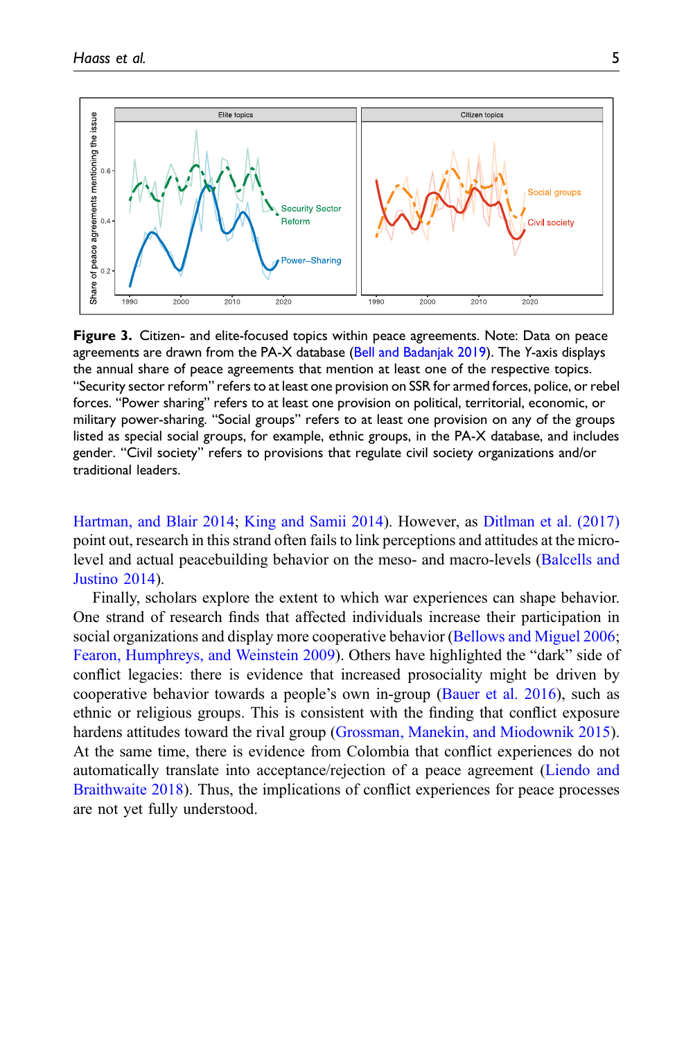**Figure 3.** Citizen- and elite-focused topics within peace agreements. Note: Data on peace agreements are drawn from the PA-X database (Bell and Badanjak 2019). The *Y*-axis displays the annual share of peace agreements that mention at least one of the respective topics. "Security sector reform" refers to at least one provision on SSR for armed forces, police, or rebel forces. "Power sharing" refers to at least one provision on political, territorial, economic, or military power-sharing. "Social groups" refers to at least one provision on any of the groups listed as special social groups, for example, ethnic groups, in the PA-X database, and includes gender. "Civil society" refers to provisions that regulate civil society organizations and/or traditional leaders.

Hartman, and Blair 2014; King and Samii 2014). However, as Ditlman et al. (2017) point out, research in this strand often fails to link perceptions and attitudes at the micro-level and actual peacebuilding behavior on the meso- and macro-levels (Balcells and Justino 2014).

Finally, scholars explore the extent to which war experiences can shape behavior. One strand of research finds that affected individuals increase their participation in social organizations and display more cooperative behavior (Bellows and Miguel 2006; Fearon, Humphreys, and Weinstein 2009). Others have highlighted the "dark" side of conflict legacies: there is evidence that increased prosociality might be driven by cooperative behavior towards a people's own in-group (Bauer et al. 2016), such as ethnic or religious groups. This is consistent with the finding that conflict exposure hardens attitudes toward the rival group (Grossman, Manekin, and Miodownik 2015). At the same time, there is evidence from Colombia that conflict experiences do not automatically translate into acceptance/rejection of a peace agreement (Liendo and Braithwaite 2018). Thus, the implications of conflict experiences for peace processes are not yet fully understood.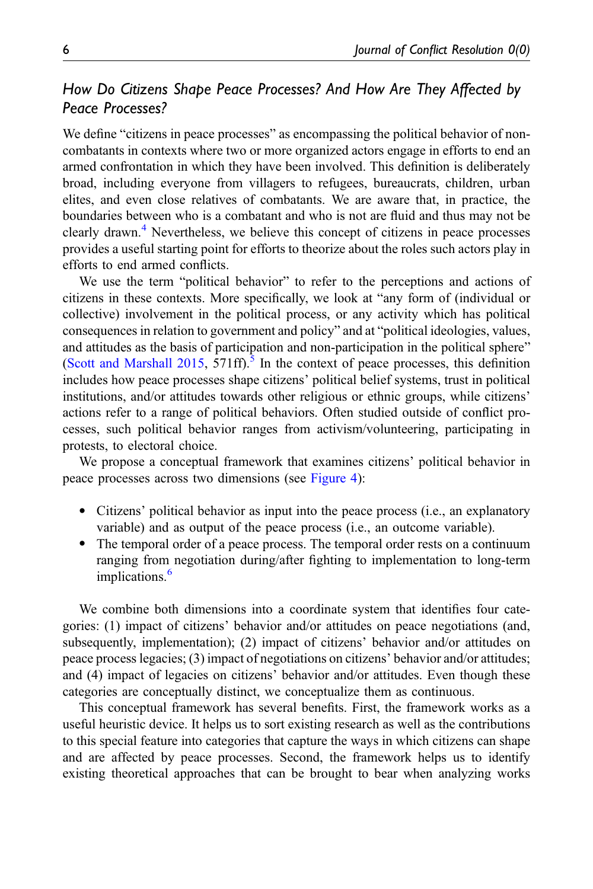### *How Do Citizens Shape Peace Processes? And How Are They Affected by Peace Processes?*

We define "citizens in peace processes" as encompassing the political behavior of non-combatants in contexts where two or more organized actors engage in efforts to end an armed confrontation in which they have been involved. This definition is deliberately broad, including everyone from villagers to refugees, bureaucrats, children, urban elites, and even close relatives of combatants. We are aware that, in practice, the boundaries between who is a combatant and who is not are fluid and thus may not be clearly drawn.[4] Nevertheless, we believe this concept of citizens in peace processes provides a useful starting point for efforts to theorize about the roles such actors play in efforts to end armed conflicts.

We use the term "political behavior" to refer to the perceptions and actions of citizens in these contexts. More specifically, we look at "any form of (individual or collective) involvement in the political process, or any activity which has political consequences in relation to government and policy" and at "political ideologies, values, and attitudes as the basis of participation and non-participation in the political sphere" (Scott and Marshall 2015, 571ff).[5] In the context of peace processes, this definition includes how peace processes shape citizens' political belief systems, trust in political institutions, and/or attitudes towards other religious or ethnic groups, while citizens' actions refer to a range of political behaviors. Often studied outside of conflict processes, such political behavior ranges from activism/volunteering, participating in protests, to electoral choice.

We propose a conceptual framework that examines citizens' political behavior in peace processes across two dimensions (see Figure 4):

- Citizens' political behavior as input into the peace process (i.e., an explanatory variable) and as output of the peace process (i.e., an outcome variable).
- The temporal order of a peace process. The temporal order rests on a continuum ranging from negotiation during/after fighting to implementation to long-term implications.[6]

We combine both dimensions into a coordinate system that identifies four categories: (1) impact of citizens' behavior and/or attitudes on peace negotiations (and, subsequently, implementation); (2) impact of citizens' behavior and/or attitudes on peace process legacies; (3) impact of negotiations on citizens' behavior and/or attitudes; and (4) impact of legacies on citizens' behavior and/or attitudes. Even though these categories are conceptually distinct, we conceptualize them as continuous.

This conceptual framework has several benefits. First, the framework works as a useful heuristic device. It helps us to sort existing research as well as the contributions to this special feature into categories that capture the ways in which citizens can shape and are affected by peace processes. Second, the framework helps us to identify existing theoretical approaches that can be brought to bear when analyzing works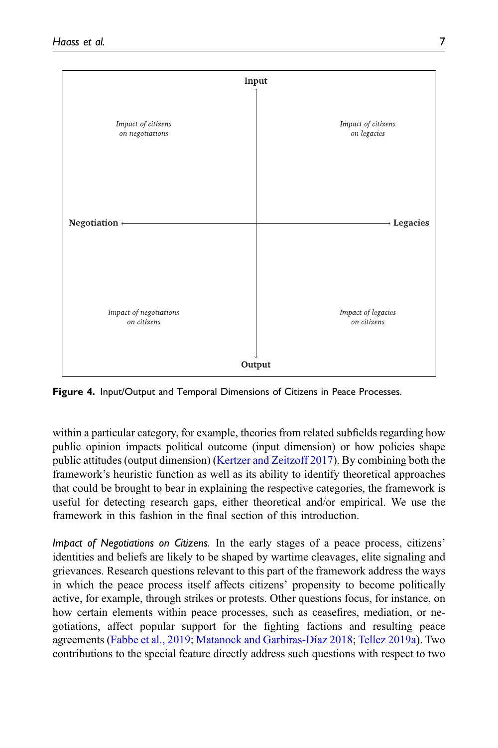| | Input | |
|---|---|---|
| *Impact of citizens on negotiations* | | *Impact of citizens on legacies* |
| **Negotiation** ← | | → **Legacies** |
| *Impact of negotiations on citizens* | | *Impact of legacies on citizens* |
| | Output | |

**Figure 4.** Input/Output and Temporal Dimensions of Citizens in Peace Processes.

within a particular category, for example, theories from related subfields regarding how public opinion impacts political outcome (input dimension) or how policies shape public attitudes (output dimension) (Kertzer and Zeitzoff 2017). By combining both the framework's heuristic function as well as its ability to identify theoretical approaches that could be brought to bear in explaining the respective categories, the framework is useful for detecting research gaps, either theoretical and/or empirical. We use the framework in this fashion in the final section of this introduction.

*Impact of Negotiations on Citizens.* In the early stages of a peace process, citizens' identities and beliefs are likely to be shaped by wartime cleavages, elite signaling and grievances. Research questions relevant to this part of the framework address the ways in which the peace process itself affects citizens' propensity to become politically active, for example, through strikes or protests. Other questions focus, for instance, on how certain elements within peace processes, such as ceasefires, mediation, or negotiations, affect popular support for the fighting factions and resulting peace agreements (Fabbe et al., 2019; Matanock and Garbiras-Díaz 2018; Tellez 2019a). Two contributions to the special feature directly address such questions with respect to two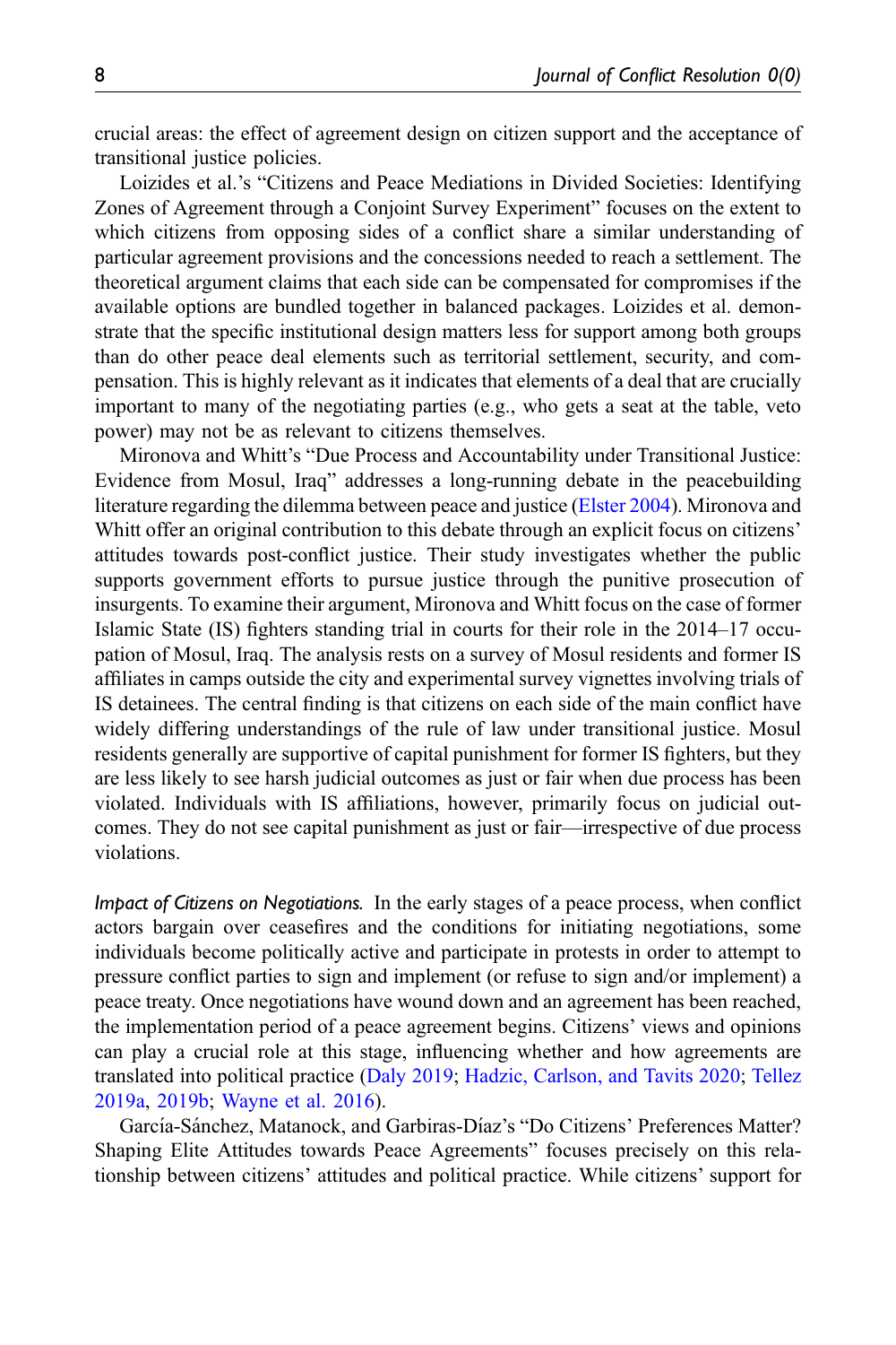crucial areas: the effect of agreement design on citizen support and the acceptance of transitional justice policies.

Loizides et al.'s "Citizens and Peace Mediations in Divided Societies: Identifying Zones of Agreement through a Conjoint Survey Experiment" focuses on the extent to which citizens from opposing sides of a conflict share a similar understanding of particular agreement provisions and the concessions needed to reach a settlement. The theoretical argument claims that each side can be compensated for compromises if the available options are bundled together in balanced packages. Loizides et al. demonstrate that the specific institutional design matters less for support among both groups than do other peace deal elements such as territorial settlement, security, and compensation. This is highly relevant as it indicates that elements of a deal that are crucially important to many of the negotiating parties (e.g., who gets a seat at the table, veto power) may not be as relevant to citizens themselves.

Mironova and Whitt's "Due Process and Accountability under Transitional Justice: Evidence from Mosul, Iraq" addresses a long-running debate in the peacebuilding literature regarding the dilemma between peace and justice (Elster 2004). Mironova and Whitt offer an original contribution to this debate through an explicit focus on citizens' attitudes towards post-conflict justice. Their study investigates whether the public supports government efforts to pursue justice through the punitive prosecution of insurgents. To examine their argument, Mironova and Whitt focus on the case of former Islamic State (IS) fighters standing trial in courts for their role in the 2014–17 occupation of Mosul, Iraq. The analysis rests on a survey of Mosul residents and former IS affiliates in camps outside the city and experimental survey vignettes involving trials of IS detainees. The central finding is that citizens on each side of the main conflict have widely differing understandings of the rule of law under transitional justice. Mosul residents generally are supportive of capital punishment for former IS fighters, but they are less likely to see harsh judicial outcomes as just or fair when due process has been violated. Individuals with IS affiliations, however, primarily focus on judicial outcomes. They do not see capital punishment as just or fair—irrespective of due process violations.

*Impact of Citizens on Negotiations.* In the early stages of a peace process, when conflict actors bargain over ceasefires and the conditions for initiating negotiations, some individuals become politically active and participate in protests in order to attempt to pressure conflict parties to sign and implement (or refuse to sign and/or implement) a peace treaty. Once negotiations have wound down and an agreement has been reached, the implementation period of a peace agreement begins. Citizens' views and opinions can play a crucial role at this stage, influencing whether and how agreements are translated into political practice (Daly 2019; Hadzic, Carlson, and Tavits 2020; Tellez 2019a, 2019b; Wayne et al. 2016).

García-Sánchez, Matanock, and Garbiras-Díaz's "Do Citizens' Preferences Matter? Shaping Elite Attitudes towards Peace Agreements" focuses precisely on this relationship between citizens' attitudes and political practice. While citizens' support for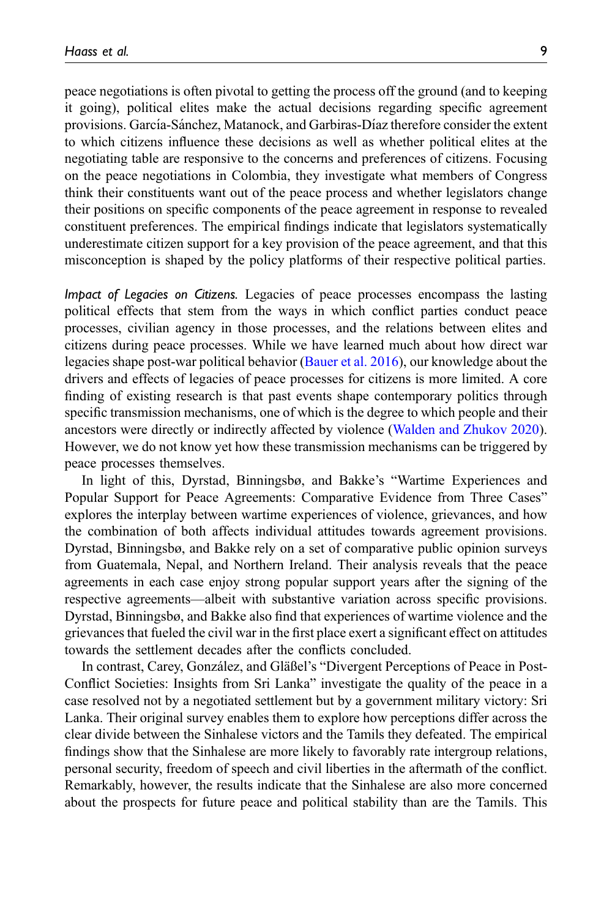peace negotiations is often pivotal to getting the process off the ground (and to keeping it going), political elites make the actual decisions regarding specific agreement provisions. García-Sánchez, Matanock, and Garbiras-Díaz therefore consider the extent to which citizens influence these decisions as well as whether political elites at the negotiating table are responsive to the concerns and preferences of citizens. Focusing on the peace negotiations in Colombia, they investigate what members of Congress think their constituents want out of the peace process and whether legislators change their positions on specific components of the peace agreement in response to revealed constituent preferences. The empirical findings indicate that legislators systematically underestimate citizen support for a key provision of the peace agreement, and that this misconception is shaped by the policy platforms of their respective political parties.

*Impact of Legacies on Citizens.* Legacies of peace processes encompass the lasting political effects that stem from the ways in which conflict parties conduct peace processes, civilian agency in those processes, and the relations between elites and citizens during peace processes. While we have learned much about how direct war legacies shape post-war political behavior (Bauer et al. 2016), our knowledge about the drivers and effects of legacies of peace processes for citizens is more limited. A core finding of existing research is that past events shape contemporary politics through specific transmission mechanisms, one of which is the degree to which people and their ancestors were directly or indirectly affected by violence (Walden and Zhukov 2020). However, we do not know yet how these transmission mechanisms can be triggered by peace processes themselves.

In light of this, Dyrstad, Binningsbø, and Bakke's "Wartime Experiences and Popular Support for Peace Agreements: Comparative Evidence from Three Cases" explores the interplay between wartime experiences of violence, grievances, and how the combination of both affects individual attitudes towards agreement provisions. Dyrstad, Binningsbø, and Bakke rely on a set of comparative public opinion surveys from Guatemala, Nepal, and Northern Ireland. Their analysis reveals that the peace agreements in each case enjoy strong popular support years after the signing of the respective agreements—albeit with substantive variation across specific provisions. Dyrstad, Binningsbø, and Bakke also find that experiences of wartime violence and the grievances that fueled the civil war in the first place exert a significant effect on attitudes towards the settlement decades after the conflicts concluded.

In contrast, Carey, González, and Gläßel's "Divergent Perceptions of Peace in Post-Conflict Societies: Insights from Sri Lanka" investigate the quality of the peace in a case resolved not by a negotiated settlement but by a government military victory: Sri Lanka. Their original survey enables them to explore how perceptions differ across the clear divide between the Sinhalese victors and the Tamils they defeated. The empirical findings show that the Sinhalese are more likely to favorably rate intergroup relations, personal security, freedom of speech and civil liberties in the aftermath of the conflict. Remarkably, however, the results indicate that the Sinhalese are also more concerned about the prospects for future peace and political stability than are the Tamils. This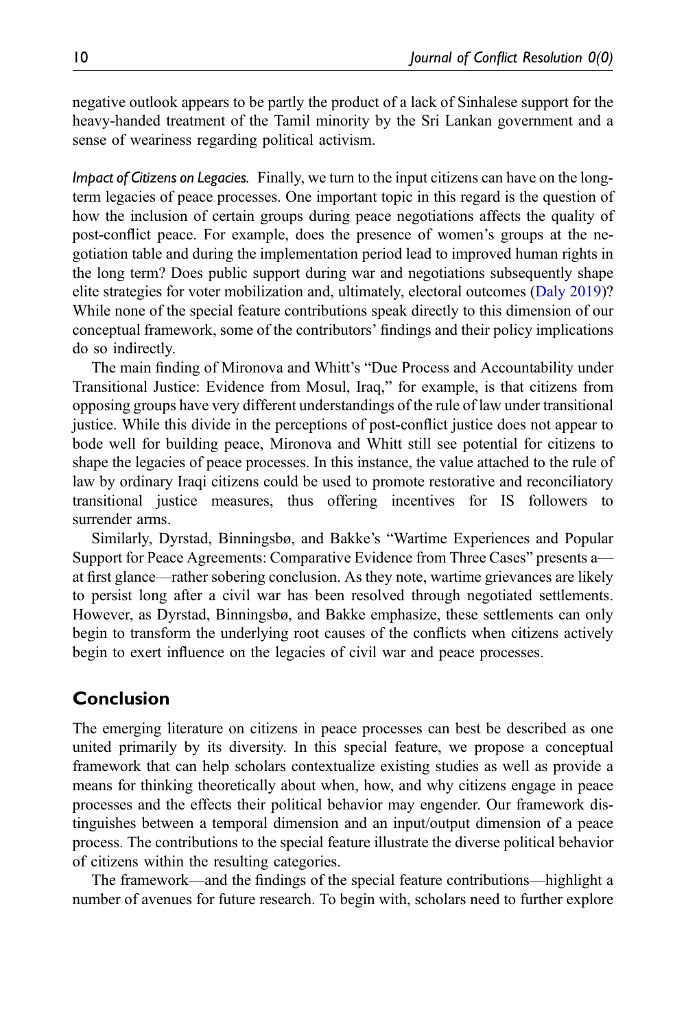negative outlook appears to be partly the product of a lack of Sinhalese support for the heavy-handed treatment of the Tamil minority by the Sri Lankan government and a sense of weariness regarding political activism.

*Impact of Citizens on Legacies.* Finally, we turn to the input citizens can have on the long-term legacies of peace processes. One important topic in this regard is the question of how the inclusion of certain groups during peace negotiations affects the quality of post-conflict peace. For example, does the presence of women's groups at the negotiation table and during the implementation period lead to improved human rights in the long term? Does public support during war and negotiations subsequently shape elite strategies for voter mobilization and, ultimately, electoral outcomes (Daly 2019)? While none of the special feature contributions speak directly to this dimension of our conceptual framework, some of the contributors' findings and their policy implications do so indirectly.

The main finding of Mironova and Whitt's "Due Process and Accountability under Transitional Justice: Evidence from Mosul, Iraq," for example, is that citizens from opposing groups have very different understandings of the rule of law under transitional justice. While this divide in the perceptions of post-conflict justice does not appear to bode well for building peace, Mironova and Whitt still see potential for citizens to shape the legacies of peace processes. In this instance, the value attached to the rule of law by ordinary Iraqi citizens could be used to promote restorative and reconciliatory transitional justice measures, thus offering incentives for IS followers to surrender arms.

Similarly, Dyrstad, Binningsbø, and Bakke's "Wartime Experiences and Popular Support for Peace Agreements: Comparative Evidence from Three Cases" presents a—at first glance—rather sobering conclusion. As they note, wartime grievances are likely to persist long after a civil war has been resolved through negotiated settlements. However, as Dyrstad, Binningsbø, and Bakke emphasize, these settlements can only begin to transform the underlying root causes of the conflicts when citizens actively begin to exert influence on the legacies of civil war and peace processes.

## Conclusion

The emerging literature on citizens in peace processes can best be described as one united primarily by its diversity. In this special feature, we propose a conceptual framework that can help scholars contextualize existing studies as well as provide a means for thinking theoretically about when, how, and why citizens engage in peace processes and the effects their political behavior may engender. Our framework distinguishes between a temporal dimension and an input/output dimension of a peace process. The contributions to the special feature illustrate the diverse political behavior of citizens within the resulting categories.

The framework—and the findings of the special feature contributions—highlight a number of avenues for future research. To begin with, scholars need to further explore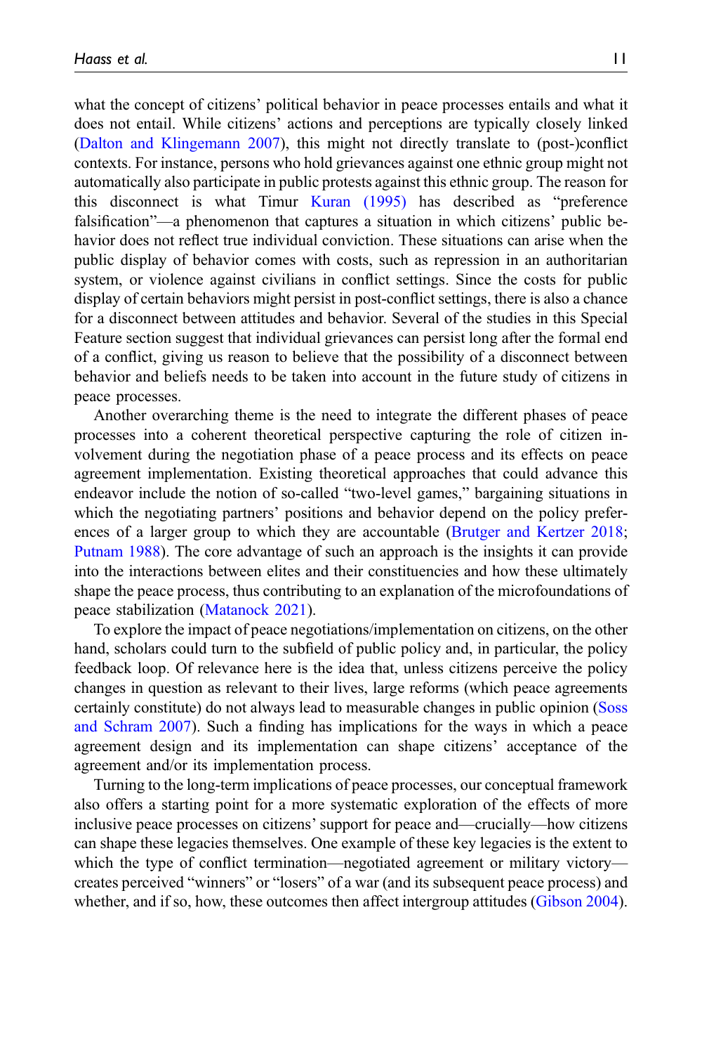what the concept of citizens' political behavior in peace processes entails and what it does not entail. While citizens' actions and perceptions are typically closely linked (Dalton and Klingemann 2007), this might not directly translate to (post-)conflict contexts. For instance, persons who hold grievances against one ethnic group might not automatically also participate in public protests against this ethnic group. The reason for this disconnect is what Timur Kuran (1995) has described as "preference falsification"—a phenomenon that captures a situation in which citizens' public behavior does not reflect true individual conviction. These situations can arise when the public display of behavior comes with costs, such as repression in an authoritarian system, or violence against civilians in conflict settings. Since the costs for public display of certain behaviors might persist in post-conflict settings, there is also a chance for a disconnect between attitudes and behavior. Several of the studies in this Special Feature section suggest that individual grievances can persist long after the formal end of a conflict, giving us reason to believe that the possibility of a disconnect between behavior and beliefs needs to be taken into account in the future study of citizens in peace processes.

Another overarching theme is the need to integrate the different phases of peace processes into a coherent theoretical perspective capturing the role of citizen involvement during the negotiation phase of a peace process and its effects on peace agreement implementation. Existing theoretical approaches that could advance this endeavor include the notion of so-called "two-level games," bargaining situations in which the negotiating partners' positions and behavior depend on the policy preferences of a larger group to which they are accountable (Brutger and Kertzer 2018; Putnam 1988). The core advantage of such an approach is the insights it can provide into the interactions between elites and their constituencies and how these ultimately shape the peace process, thus contributing to an explanation of the microfoundations of peace stabilization (Matanock 2021).

To explore the impact of peace negotiations/implementation on citizens, on the other hand, scholars could turn to the subfield of public policy and, in particular, the policy feedback loop. Of relevance here is the idea that, unless citizens perceive the policy changes in question as relevant to their lives, large reforms (which peace agreements certainly constitute) do not always lead to measurable changes in public opinion (Soss and Schram 2007). Such a finding has implications for the ways in which a peace agreement design and its implementation can shape citizens' acceptance of the agreement and/or its implementation process.

Turning to the long-term implications of peace processes, our conceptual framework also offers a starting point for a more systematic exploration of the effects of more inclusive peace processes on citizens' support for peace and—crucially—how citizens can shape these legacies themselves. One example of these key legacies is the extent to which the type of conflict termination—negotiated agreement or military victory—creates perceived "winners" or "losers" of a war (and its subsequent peace process) and whether, and if so, how, these outcomes then affect intergroup attitudes (Gibson 2004).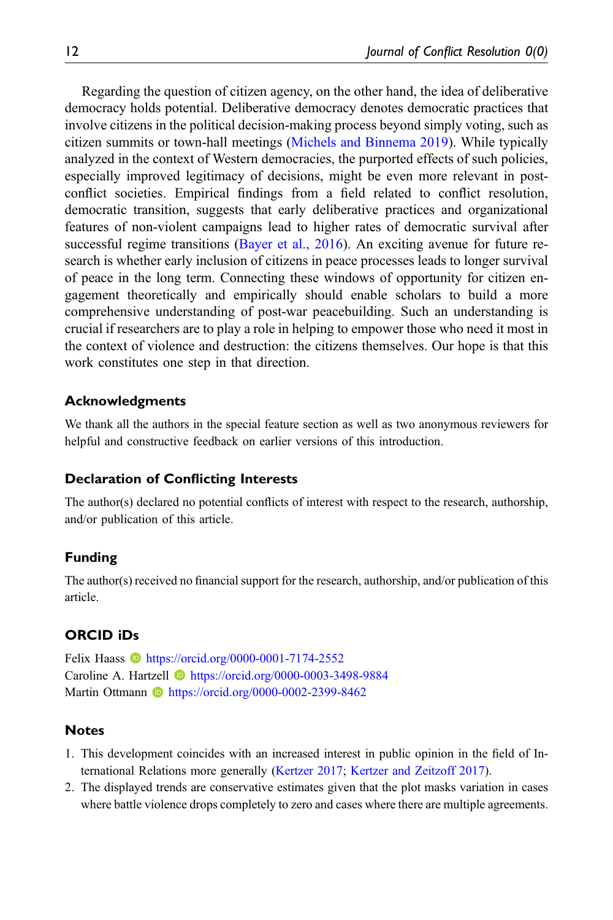Regarding the question of citizen agency, on the other hand, the idea of deliberative democracy holds potential. Deliberative democracy denotes democratic practices that involve citizens in the political decision-making process beyond simply voting, such as citizen summits or town-hall meetings (Michels and Binnema 2019). While typically analyzed in the context of Western democracies, the purported effects of such policies, especially improved legitimacy of decisions, might be even more relevant in post-conflict societies. Empirical findings from a field related to conflict resolution, democratic transition, suggests that early deliberative practices and organizational features of non-violent campaigns lead to higher rates of democratic survival after successful regime transitions (Bayer et al., 2016). An exciting avenue for future research is whether early inclusion of citizens in peace processes leads to longer survival of peace in the long term. Connecting these windows of opportunity for citizen engagement theoretically and empirically should enable scholars to build a more comprehensive understanding of post-war peacebuilding. Such an understanding is crucial if researchers are to play a role in helping to empower those who need it most in the context of violence and destruction: the citizens themselves. Our hope is that this work constitutes one step in that direction.

## Acknowledgments

We thank all the authors in the special feature section as well as two anonymous reviewers for helpful and constructive feedback on earlier versions of this introduction.

## Declaration of Conflicting Interests

The author(s) declared no potential conflicts of interest with respect to the research, authorship, and/or publication of this article.

## Funding

The author(s) received no financial support for the research, authorship, and/or publication of this article.

## ORCID iDs

Felix Haass https://orcid.org/0000-0001-7174-2552
Caroline A. Hartzell https://orcid.org/0000-0003-3498-9884
Martin Ottmann https://orcid.org/0000-0002-2399-8462

## Notes

1. This development coincides with an increased interest in public opinion in the field of International Relations more generally (Kertzer 2017; Kertzer and Zeitzoff 2017).
2. The displayed trends are conservative estimates given that the plot masks variation in cases where battle violence drops completely to zero and cases where there are multiple agreements.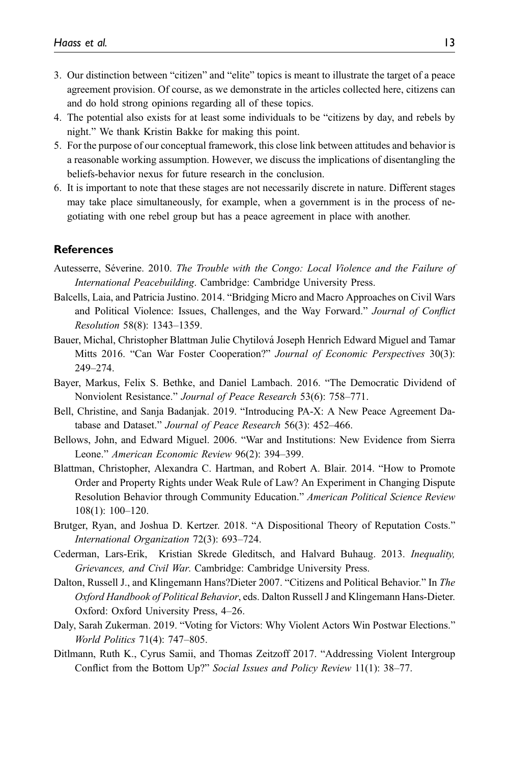3. Our distinction between "citizen" and "elite" topics is meant to illustrate the target of a peace agreement provision. Of course, as we demonstrate in the articles collected here, citizens can and do hold strong opinions regarding all of these topics.
4. The potential also exists for at least some individuals to be "citizens by day, and rebels by night." We thank Kristin Bakke for making this point.
5. For the purpose of our conceptual framework, this close link between attitudes and behavior is a reasonable working assumption. However, we discuss the implications of disentangling the beliefs-behavior nexus for future research in the conclusion.
6. It is important to note that these stages are not necessarily discrete in nature. Different stages may take place simultaneously, for example, when a government is in the process of negotiating with one rebel group but has a peace agreement in place with another.

## References

Autesserre, Séverine. 2010. *The Trouble with the Congo: Local Violence and the Failure of International Peacebuilding*. Cambridge: Cambridge University Press.

Balcells, Laia, and Patricia Justino. 2014. "Bridging Micro and Macro Approaches on Civil Wars and Political Violence: Issues, Challenges, and the Way Forward." *Journal of Conflict Resolution* 58(8): 1343–1359.

Bauer, Michal, Christopher Blattman Julie Chytilová Joseph Henrich Edward Miguel and Tamar Mitts 2016. "Can War Foster Cooperation?" *Journal of Economic Perspectives* 30(3): 249–274.

Bayer, Markus, Felix S. Bethke, and Daniel Lambach. 2016. "The Democratic Dividend of Nonviolent Resistance." *Journal of Peace Research* 53(6): 758–771.

Bell, Christine, and Sanja Badanjak. 2019. "Introducing PA-X: A New Peace Agreement Database and Dataset." *Journal of Peace Research* 56(3): 452–466.

Bellows, John, and Edward Miguel. 2006. "War and Institutions: New Evidence from Sierra Leone." *American Economic Review* 96(2): 394–399.

Blattman, Christopher, Alexandra C. Hartman, and Robert A. Blair. 2014. "How to Promote Order and Property Rights under Weak Rule of Law? An Experiment in Changing Dispute Resolution Behavior through Community Education." *American Political Science Review* 108(1): 100–120.

Brutger, Ryan, and Joshua D. Kertzer. 2018. "A Dispositional Theory of Reputation Costs." *International Organization* 72(3): 693–724.

Cederman, Lars-Erik, Kristian Skrede Gleditsch, and Halvard Buhaug. 2013. *Inequality, Grievances, and Civil War*. Cambridge: Cambridge University Press.

Dalton, Russell J., and Klingemann Hans?Dieter 2007. "Citizens and Political Behavior." In *The Oxford Handbook of Political Behavior*, eds. Dalton Russell J and Klingemann Hans-Dieter. Oxford: Oxford University Press, 4–26.

Daly, Sarah Zukerman. 2019. "Voting for Victors: Why Violent Actors Win Postwar Elections." *World Politics* 71(4): 747–805.

Ditlmann, Ruth K., Cyrus Samii, and Thomas Zeitzoff 2017. "Addressing Violent Intergroup Conflict from the Bottom Up?" *Social Issues and Policy Review* 11(1): 38–77.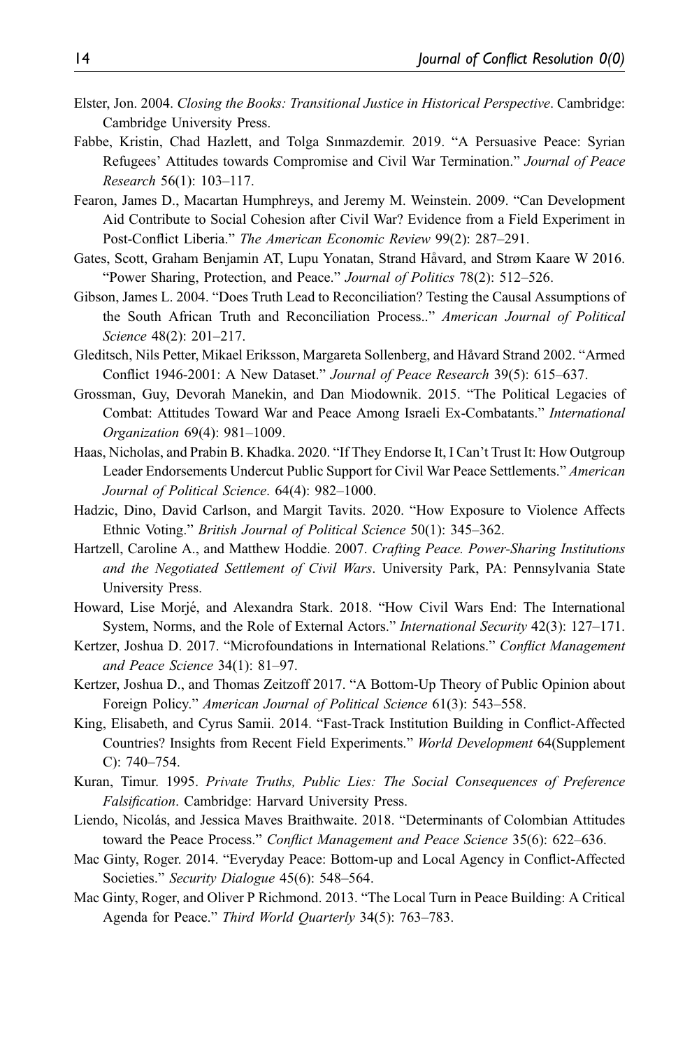Elster, Jon. 2004. *Closing the Books: Transitional Justice in Historical Perspective*. Cambridge: Cambridge University Press.

Fabbe, Kristin, Chad Hazlett, and Tolga Sınmazdemir. 2019. "A Persuasive Peace: Syrian Refugees' Attitudes towards Compromise and Civil War Termination." *Journal of Peace Research* 56(1): 103–117.

Fearon, James D., Macartan Humphreys, and Jeremy M. Weinstein. 2009. "Can Development Aid Contribute to Social Cohesion after Civil War? Evidence from a Field Experiment in Post-Conflict Liberia." *The American Economic Review* 99(2): 287–291.

Gates, Scott, Graham Benjamin AT, Lupu Yonatan, Strand Håvard, and Strøm Kaare W 2016. "Power Sharing, Protection, and Peace." *Journal of Politics* 78(2): 512–526.

Gibson, James L. 2004. "Does Truth Lead to Reconciliation? Testing the Causal Assumptions of the South African Truth and Reconciliation Process.." *American Journal of Political Science* 48(2): 201–217.

Gleditsch, Nils Petter, Mikael Eriksson, Margareta Sollenberg, and Håvard Strand 2002. "Armed Conflict 1946-2001: A New Dataset." *Journal of Peace Research* 39(5): 615–637.

Grossman, Guy, Devorah Manekin, and Dan Miodownik. 2015. "The Political Legacies of Combat: Attitudes Toward War and Peace Among Israeli Ex-Combatants." *International Organization* 69(4): 981–1009.

Haas, Nicholas, and Prabin B. Khadka. 2020. "If They Endorse It, I Can't Trust It: How Outgroup Leader Endorsements Undercut Public Support for Civil War Peace Settlements." *American Journal of Political Science*. 64(4): 982–1000.

Hadzic, Dino, David Carlson, and Margit Tavits. 2020. "How Exposure to Violence Affects Ethnic Voting." *British Journal of Political Science* 50(1): 345–362.

Hartzell, Caroline A., and Matthew Hoddie. 2007. *Crafting Peace. Power-Sharing Institutions and the Negotiated Settlement of Civil Wars*. University Park, PA: Pennsylvania State University Press.

Howard, Lise Morjé, and Alexandra Stark. 2018. "How Civil Wars End: The International System, Norms, and the Role of External Actors." *International Security* 42(3): 127–171.

Kertzer, Joshua D. 2017. "Microfoundations in International Relations." *Conflict Management and Peace Science* 34(1): 81–97.

Kertzer, Joshua D., and Thomas Zeitzoff 2017. "A Bottom-Up Theory of Public Opinion about Foreign Policy." *American Journal of Political Science* 61(3): 543–558.

King, Elisabeth, and Cyrus Samii. 2014. "Fast-Track Institution Building in Conflict-Affected Countries? Insights from Recent Field Experiments." *World Development* 64(Supplement C): 740–754.

Kuran, Timur. 1995. *Private Truths, Public Lies: The Social Consequences of Preference Falsification*. Cambridge: Harvard University Press.

Liendo, Nicolás, and Jessica Maves Braithwaite. 2018. "Determinants of Colombian Attitudes toward the Peace Process." *Conflict Management and Peace Science* 35(6): 622–636.

Mac Ginty, Roger. 2014. "Everyday Peace: Bottom-up and Local Agency in Conflict-Affected Societies." *Security Dialogue* 45(6): 548–564.

Mac Ginty, Roger, and Oliver P Richmond. 2013. "The Local Turn in Peace Building: A Critical Agenda for Peace." *Third World Quarterly* 34(5): 763–783.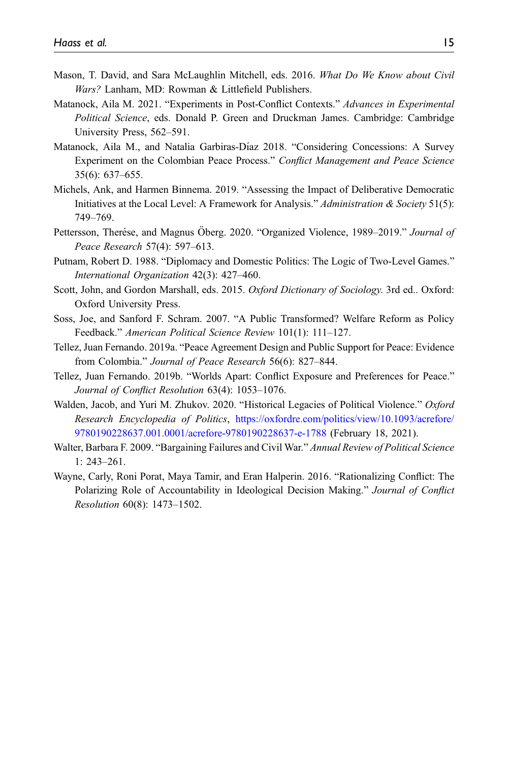Mason, T. David, and Sara McLaughlin Mitchell, eds. 2016. *What Do We Know about Civil Wars?* Lanham, MD: Rowman & Littlefield Publishers.

Matanock, Aila M. 2021. "Experiments in Post-Conflict Contexts." *Advances in Experimental Political Science*, eds. Donald P. Green and Druckman James. Cambridge: Cambridge University Press, 562–591.

Matanock, Aila M., and Natalia Garbiras-Díaz 2018. "Considering Concessions: A Survey Experiment on the Colombian Peace Process." *Conflict Management and Peace Science* 35(6): 637–655.

Michels, Ank, and Harmen Binnema. 2019. "Assessing the Impact of Deliberative Democratic Initiatives at the Local Level: A Framework for Analysis." *Administration & Society* 51(5): 749–769.

Pettersson, Therése, and Magnus Öberg. 2020. "Organized Violence, 1989–2019." *Journal of Peace Research* 57(4): 597–613.

Putnam, Robert D. 1988. "Diplomacy and Domestic Politics: The Logic of Two-Level Games." *International Organization* 42(3): 427–460.

Scott, John, and Gordon Marshall, eds. 2015. *Oxford Dictionary of Sociology.* 3rd ed.. Oxford: Oxford University Press.

Soss, Joe, and Sanford F. Schram. 2007. "A Public Transformed? Welfare Reform as Policy Feedback." *American Political Science Review* 101(1): 111–127.

Tellez, Juan Fernando. 2019a. "Peace Agreement Design and Public Support for Peace: Evidence from Colombia." *Journal of Peace Research* 56(6): 827–844.

Tellez, Juan Fernando. 2019b. "Worlds Apart: Conflict Exposure and Preferences for Peace." *Journal of Conflict Resolution* 63(4): 1053–1076.

Walden, Jacob, and Yuri M. Zhukov. 2020. "Historical Legacies of Political Violence." *Oxford Research Encyclopedia of Politics*, https://oxfordre.com/politics/view/10.1093/acrefore/9780190228637.001.0001/acrefore-9780190228637-e-1788 (February 18, 2021).

Walter, Barbara F. 2009. "Bargaining Failures and Civil War." *Annual Review of Political Science* 1: 243–261.

Wayne, Carly, Roni Porat, Maya Tamir, and Eran Halperin. 2016. "Rationalizing Conflict: The Polarizing Role of Accountability in Ideological Decision Making." *Journal of Conflict Resolution* 60(8): 1473–1502.